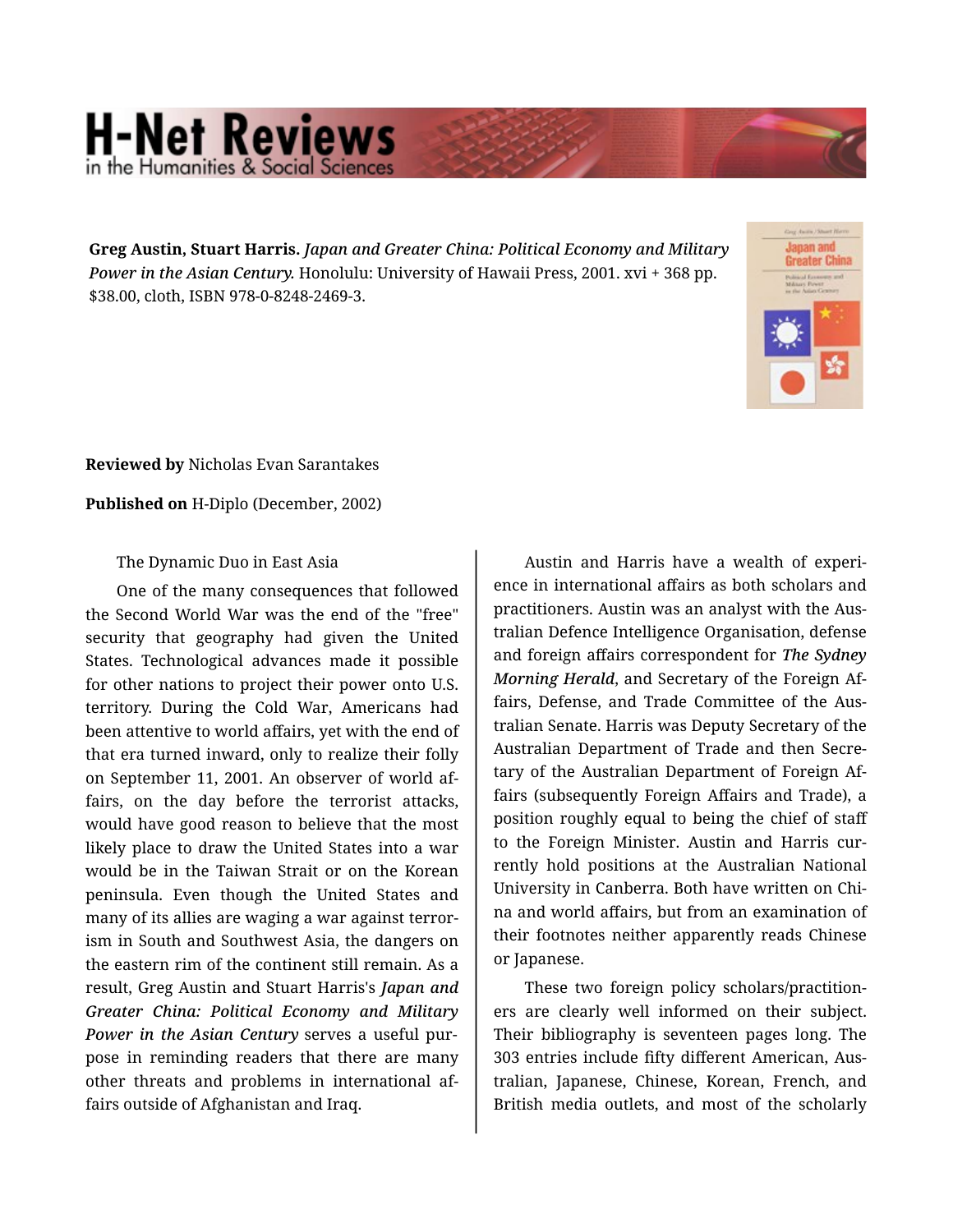**Greg Austin, Stuart Harris.** *Japan and Greater China: Political Economy and Military Power in the Asian Century.* Honolulu: University of Hawaii Press, 2001. xvi + 368 pp. $38.00, cloth, ISBN 978-0-8248-2469-3.

**Reviewed by** Nicholas Evan Sarantakes

**Published on** H-Diplo (December, 2002)

The Dynamic Duo in East Asia

One of the many consequences that followed the Second World War was the end of the "free" security that geography had given the United States. Technological advances made it possible for other nations to project their power onto U.S. territory. During the Cold War, Americans had been attentive to world affairs, yet with the end of that era turned inward, only to realize their folly on September 11, 2001. An observer of world affairs, on the day before the terrorist attacks, would have good reason to believe that the most likely place to draw the United States into a war would be in the Taiwan Strait or on the Korean peninsula. Even though the United States and many of its allies are waging a war against terrorism in South and Southwest Asia, the dangers on the eastern rim of the continent still remain. As a result, Greg Austin and Stuart Harris's ***Japan and Greater China: Political Economy and Military Power in the Asian Century*** serves a useful purpose in reminding readers that there are many other threats and problems in international affairs outside of Afghanistan and Iraq.

Austin and Harris have a wealth of experience in international affairs as both scholars and practitioners. Austin was an analyst with the Australian Defence Intelligence Organisation, defense and foreign affairs correspondent for ***The Sydney Morning Herald***, and Secretary of the Foreign Affairs, Defense, and Trade Committee of the Australian Senate. Harris was Deputy Secretary of the Australian Department of Trade and then Secretary of the Australian Department of Foreign Affairs (subsequently Foreign Affairs and Trade), a position roughly equal to being the chief of staff to the Foreign Minister. Austin and Harris currently hold positions at the Australian National University in Canberra. Both have written on China and world affairs, but from an examination of their footnotes neither apparently reads Chinese or Japanese.

These two foreign policy scholars/practitioners are clearly well informed on their subject. Their bibliography is seventeen pages long. The 303 entries include fifty different American, Australian, Japanese, Chinese, Korean, French, and British media outlets, and most of the scholarly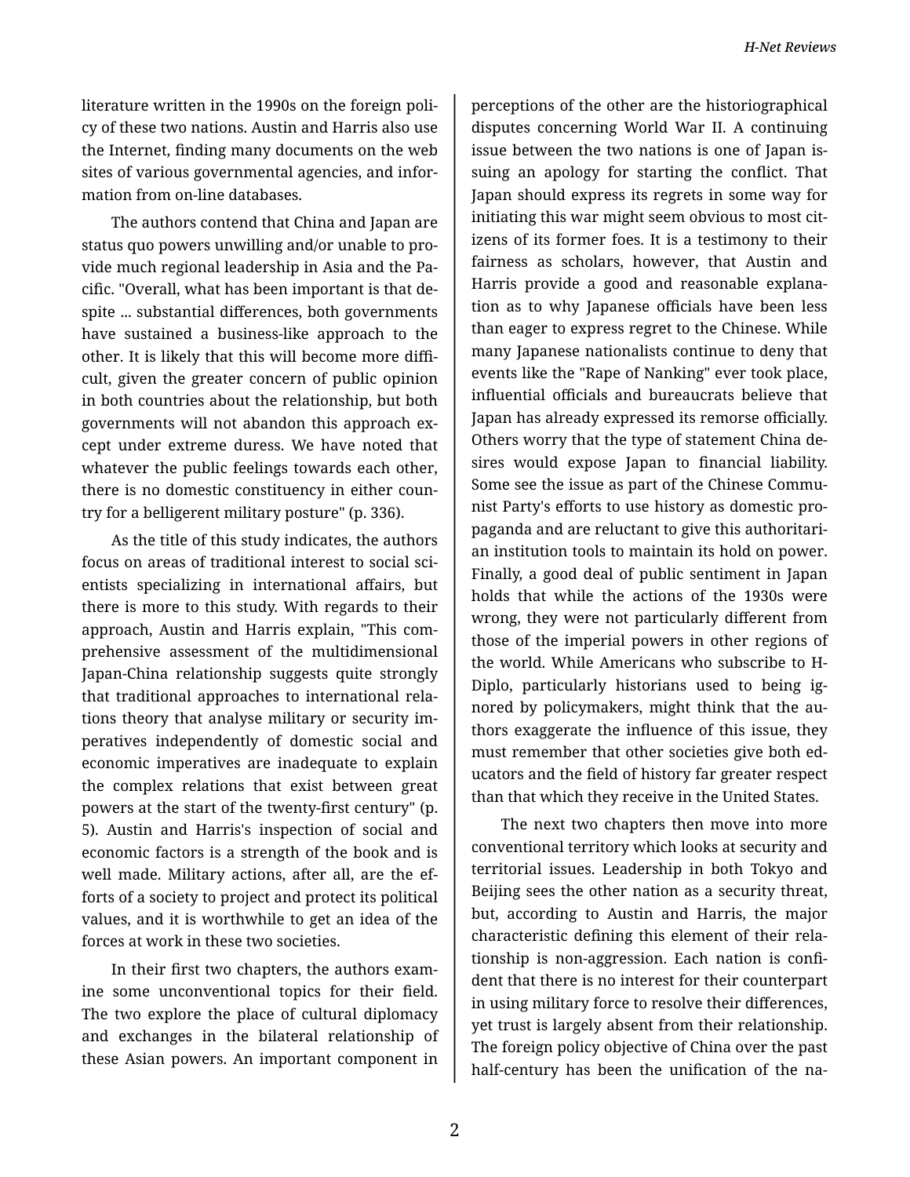literature written in the 1990s on the foreign policy of these two nations. Austin and Harris also use the Internet, finding many documents on the web sites of various governmental agencies, and information from on-line databases.

The authors contend that China and Japan are status quo powers unwilling and/or unable to provide much regional leadership in Asia and the Pacific. "Overall, what has been important is that despite ... substantial differences, both governments have sustained a business-like approach to the other. It is likely that this will become more difficult, given the greater concern of public opinion in both countries about the relationship, but both governments will not abandon this approach except under extreme duress. We have noted that whatever the public feelings towards each other, there is no domestic constituency in either country for a belligerent military posture" (p. 336).

As the title of this study indicates, the authors focus on areas of traditional interest to social scientists specializing in international affairs, but there is more to this study. With regards to their approach, Austin and Harris explain, "This comprehensive assessment of the multidimensional Japan-China relationship suggests quite strongly that traditional approaches to international relations theory that analyse military or security imperatives independently of domestic social and economic imperatives are inadequate to explain the complex relations that exist between great powers at the start of the twenty-first century" (p. 5). Austin and Harris's inspection of social and economic factors is a strength of the book and is well made. Military actions, after all, are the efforts of a society to project and protect its political values, and it is worthwhile to get an idea of the forces at work in these two societies.

In their first two chapters, the authors examine some unconventional topics for their field. The two explore the place of cultural diplomacy and exchanges in the bilateral relationship of these Asian powers. An important component in perceptions of the other are the historiographical disputes concerning World War II. A continuing issue between the two nations is one of Japan issuing an apology for starting the conflict. That Japan should express its regrets in some way for initiating this war might seem obvious to most citizens of its former foes. It is a testimony to their fairness as scholars, however, that Austin and Harris provide a good and reasonable explanation as to why Japanese officials have been less than eager to express regret to the Chinese. While many Japanese nationalists continue to deny that events like the "Rape of Nanking" ever took place, influential officials and bureaucrats believe that Japan has already expressed its remorse officially. Others worry that the type of statement China desires would expose Japan to financial liability. Some see the issue as part of the Chinese Communist Party's efforts to use history as domestic propaganda and are reluctant to give this authoritarian institution tools to maintain its hold on power. Finally, a good deal of public sentiment in Japan holds that while the actions of the 1930s were wrong, they were not particularly different from those of the imperial powers in other regions of the world. While Americans who subscribe to H-Diplo, particularly historians used to being ignored by policymakers, might think that the authors exaggerate the influence of this issue, they must remember that other societies give both educators and the field of history far greater respect than that which they receive in the United States.

The next two chapters then move into more conventional territory which looks at security and territorial issues. Leadership in both Tokyo and Beijing sees the other nation as a security threat, but, according to Austin and Harris, the major characteristic defining this element of their relationship is non-aggression. Each nation is confident that there is no interest for their counterpart in using military force to resolve their differences, yet trust is largely absent from their relationship. The foreign policy objective of China over the past half-century has been the unification of the na-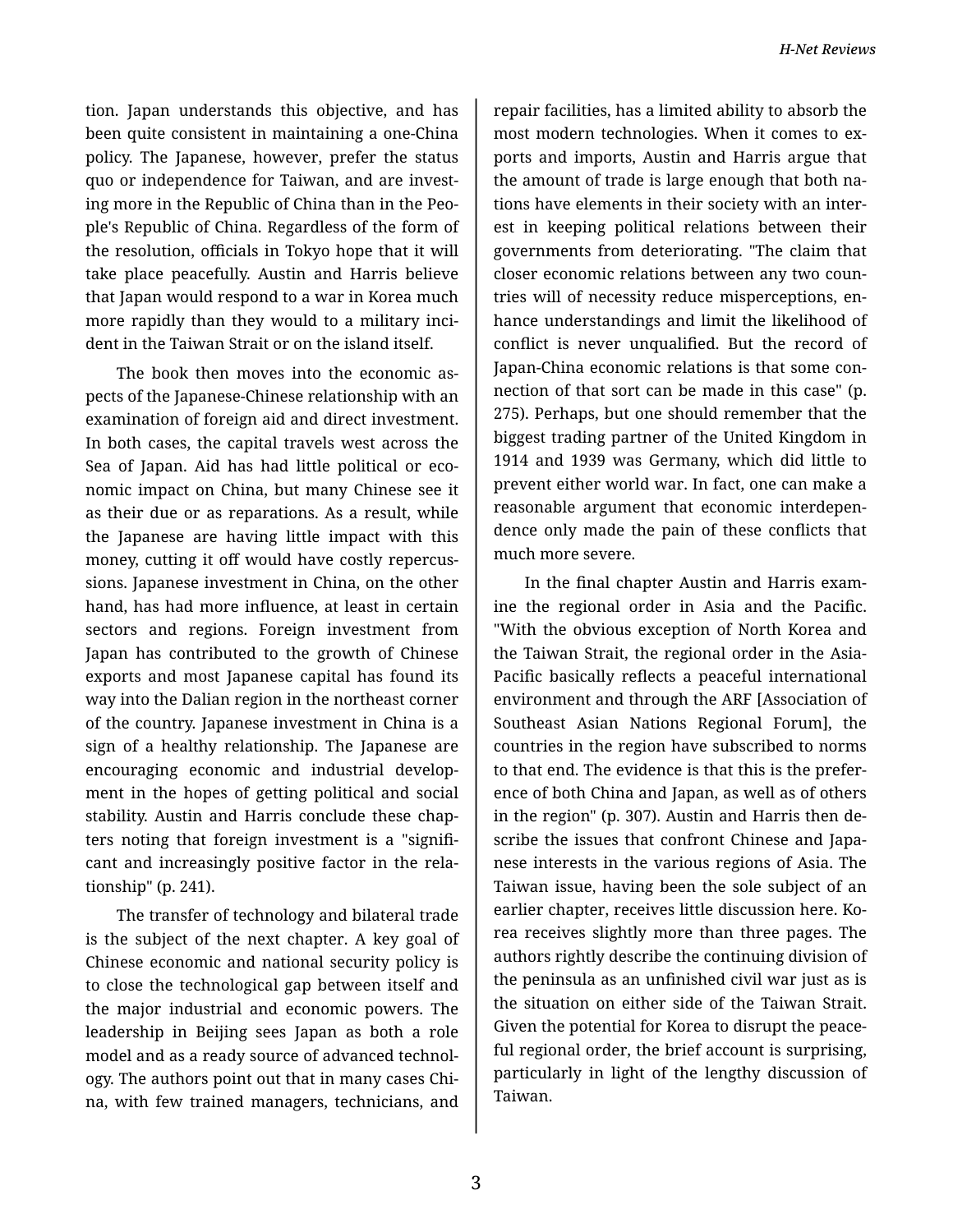tion. Japan understands this objective, and has been quite consistent in maintaining a one-China policy. The Japanese, however, prefer the status quo or independence for Taiwan, and are investing more in the Republic of China than in the People's Republic of China. Regardless of the form of the resolution, officials in Tokyo hope that it will take place peacefully. Austin and Harris believe that Japan would respond to a war in Korea much more rapidly than they would to a military incident in the Taiwan Strait or on the island itself.

The book then moves into the economic aspects of the Japanese-Chinese relationship with an examination of foreign aid and direct investment. In both cases, the capital travels west across the Sea of Japan. Aid has had little political or economic impact on China, but many Chinese see it as their due or as reparations. As a result, while the Japanese are having little impact with this money, cutting it off would have costly repercussions. Japanese investment in China, on the other hand, has had more influence, at least in certain sectors and regions. Foreign investment from Japan has contributed to the growth of Chinese exports and most Japanese capital has found its way into the Dalian region in the northeast corner of the country. Japanese investment in China is a sign of a healthy relationship. The Japanese are encouraging economic and industrial development in the hopes of getting political and social stability. Austin and Harris conclude these chapters noting that foreign investment is a "significant and increasingly positive factor in the relationship" (p. 241).

The transfer of technology and bilateral trade is the subject of the next chapter. A key goal of Chinese economic and national security policy is to close the technological gap between itself and the major industrial and economic powers. The leadership in Beijing sees Japan as both a role model and as a ready source of advanced technology. The authors point out that in many cases China, with few trained managers, technicians, and repair facilities, has a limited ability to absorb the most modern technologies. When it comes to exports and imports, Austin and Harris argue that the amount of trade is large enough that both nations have elements in their society with an interest in keeping political relations between their governments from deteriorating. "The claim that closer economic relations between any two countries will of necessity reduce misperceptions, enhance understandings and limit the likelihood of conflict is never unqualified. But the record of Japan-China economic relations is that some connection of that sort can be made in this case" (p. 275). Perhaps, but one should remember that the biggest trading partner of the United Kingdom in 1914 and 1939 was Germany, which did little to prevent either world war. In fact, one can make a reasonable argument that economic interdependence only made the pain of these conflicts that much more severe.

In the final chapter Austin and Harris examine the regional order in Asia and the Pacific. "With the obvious exception of North Korea and the Taiwan Strait, the regional order in the Asia-Pacific basically reflects a peaceful international environment and through the ARF [Association of Southeast Asian Nations Regional Forum], the countries in the region have subscribed to norms to that end. The evidence is that this is the preference of both China and Japan, as well as of others in the region" (p. 307). Austin and Harris then describe the issues that confront Chinese and Japanese interests in the various regions of Asia. The Taiwan issue, having been the sole subject of an earlier chapter, receives little discussion here. Korea receives slightly more than three pages. The authors rightly describe the continuing division of the peninsula as an unfinished civil war just as is the situation on either side of the Taiwan Strait. Given the potential for Korea to disrupt the peaceful regional order, the brief account is surprising, particularly in light of the lengthy discussion of Taiwan.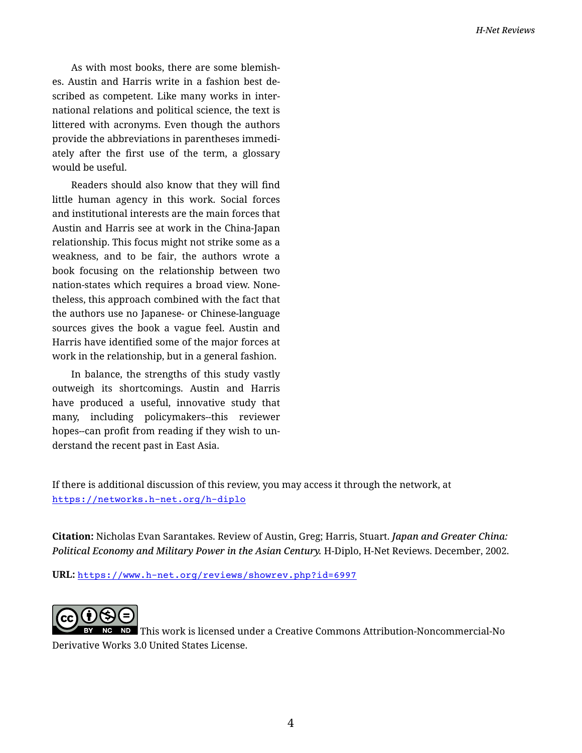As with most books, there are some blemishes. Austin and Harris write in a fashion best described as competent. Like many works in international relations and political science, the text is littered with acronyms. Even though the authors provide the abbreviations in parentheses immediately after the first use of the term, a glossary would be useful.

Readers should also know that they will find little human agency in this work. Social forces and institutional interests are the main forces that Austin and Harris see at work in the China-Japan relationship. This focus might not strike some as a weakness, and to be fair, the authors wrote a book focusing on the relationship between two nation-states which requires a broad view. Nonetheless, this approach combined with the fact that the authors use no Japanese- or Chinese-language sources gives the book a vague feel. Austin and Harris have identified some of the major forces at work in the relationship, but in a general fashion.

In balance, the strengths of this study vastly outweigh its shortcomings. Austin and Harris have produced a useful, innovative study that many, including policymakers--this reviewer hopes--can profit from reading if they wish to understand the recent past in East Asia.

If there is additional discussion of this review, you may access it through the network, at https://networks.h-net.org/h-diplo

**Citation:** Nicholas Evan Sarantakes. Review of Austin, Greg; Harris, Stuart. ***Japan and Greater China: Political Economy and Military Power in the Asian Century.*** H-Diplo, H-Net Reviews. December, 2002.

**URL:** https://www.h-net.org/reviews/showrev.php?id=6997

This work is licensed under a Creative Commons Attribution-Noncommercial-No Derivative Works 3.0 United States License.